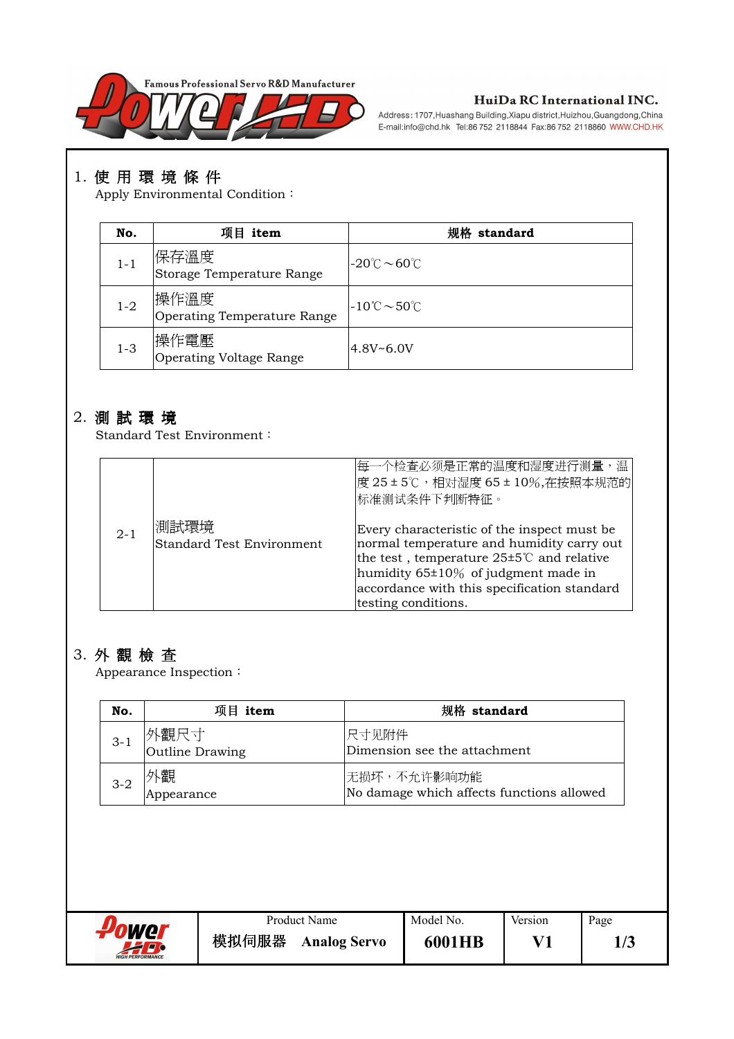Famous Professional Servo R&D Manufacturer

**HuiDa RC International INC.**

Address: 1707,Huashang Building,Xiapu district,Huizhou,Guangdong,China
E-mail:info@chd.hk Tel:86 752 2118844 Fax:86 752 2118860 WWW.CHD.HK

## 1. 使 用 環 境 條 件

Apply Environmental Condition：

| No. | 項目 item | 規格 standard |
|---|---|---|
| 1-1 | 保存溫度<br>Storage Temperature Range | -20℃～60℃ |
| 1-2 | 操作溫度<br>Operating Temperature Range | -10℃～50℃ |
| 1-3 | 操作電壓<br>Operating Voltage Range | 4.8V~6.0V |

## 2. 測 試 環 境

Standard Test Environment：

| | | |
|---|---|---|
| 2-1 | 測試環境<br>Standard Test Environment | 每一个检查必须是正常的温度和湿度进行测量，温度 25 ± 5℃，相对湿度 65 ± 10%,在按照本规范的标准测试条件下判断特征。<br><br>Every characteristic of the inspect must be normal temperature and humidity carry out the test , temperature 25±5℃ and relative humidity 65±10% of judgment made in accordance with this specification standard testing conditions. |

## 3. 外 觀 檢 查

Appearance Inspection：

| No. | 項目 item | 規格 standard |
|---|---|---|
| 3-1 | 外觀尺寸<br>Outline Drawing | 尺寸见附件<br>Dimension see the attachment |
| 3-2 | 外觀<br>Appearance | 无损坏，不允许影响功能<br>No damage which affects functions allowed |

| Product Name | Model No. | Version |
|---|---|---|
| 模拟伺服器 Analog Servo | 6001HB | V1 |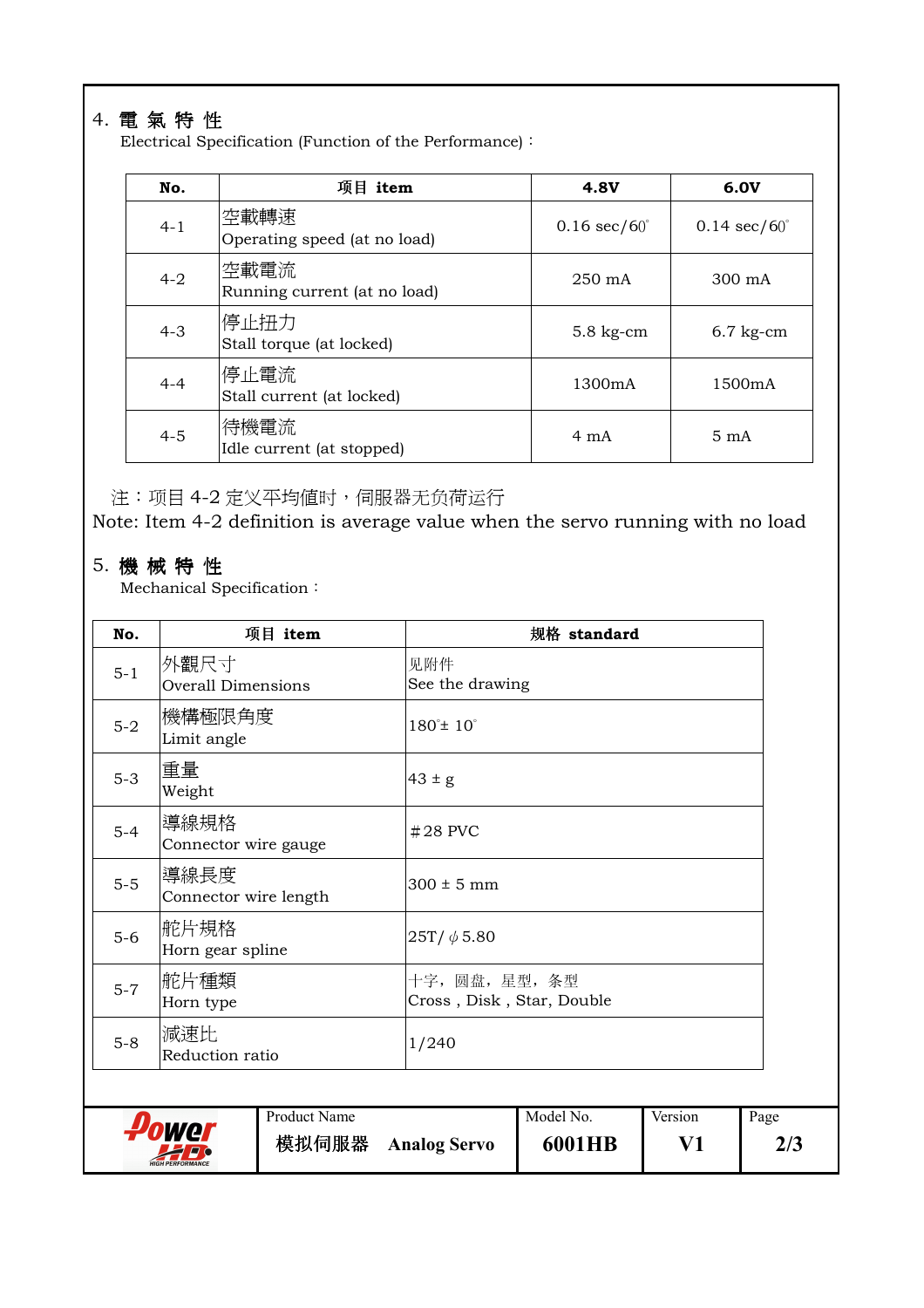## 4. 電 氣 特 性

Electrical Specification (Function of the Performance)：

| No. | 項目 item | 4.8V | 6.0V |
|---|---|---|---|
| 4-1 | 空載轉速<br>Operating speed (at no load) | 0.16 sec/60° | 0.14 sec/60° |
| 4-2 | 空載電流<br>Running current (at no load) | 250 mA | 300 mA |
| 4-3 | 停止扭力<br>Stall torque (at locked) | 5.8 kg-cm | 6.7 kg-cm |
| 4-4 | 停止電流<br>Stall current (at locked) | 1300mA | 1500mA |
| 4-5 | 待機電流<br>Idle current (at stopped) | 4 mA | 5 mA |

注：项目 4-2 定义平均値时，伺服器无负荷运行

Note: Item 4-2 definition is average value when the servo running with no load

## 5. 機 械 特 性

Mechanical Specification：

| No. | 項目 item | 规格 standard |
|---|---|---|
| 5-1 | 外觀尺寸<br>Overall Dimensions | 见附件<br>See the drawing |
| 5-2 | 機構極限角度<br>Limit angle | 180°± 10° |
| 5-3 | 重量<br>Weight | 43 ± g |
| 5-4 | 導線規格<br>Connector wire gauge | #28 PVC |
| 5-5 | 導線長度<br>Connector wire length | 300 ± 5 mm |
| 5-6 | 舵片規格<br>Horn gear spline | 25T/ $\phi$5.80 |
| 5-7 | 舵片種類<br>Horn type | 十字，圆盘，星型，条型<br>Cross , Disk , Star, Double |
| 5-8 | 減速比<br>Reduction ratio | 1/240 |

| Product Name | Model No. | Version |
|---|---|---|
| 模拟伺服器 Analog Servo | 6001HB | V1 |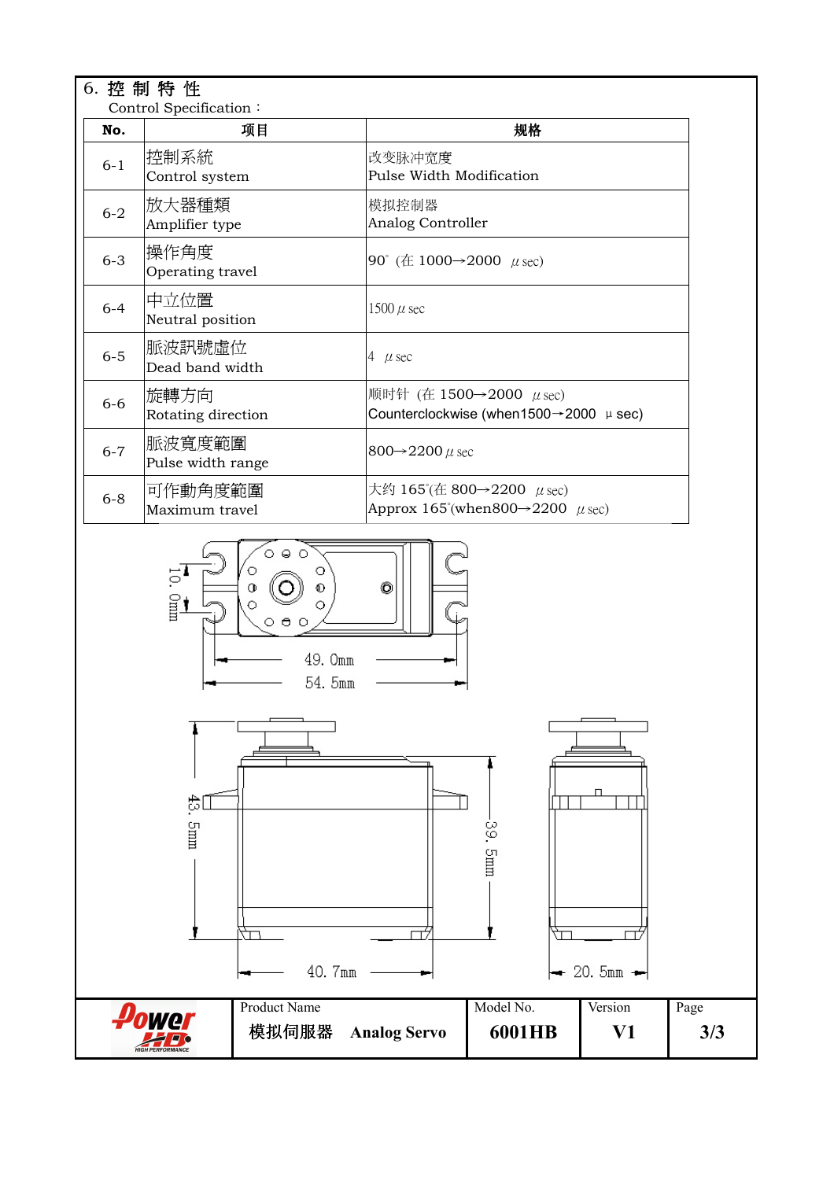## 6. 控 制 特 性

Control Specification：

| No. | 项目 | 规格 |
|---|---|---|
| 6-1 | 控制系統<br>Control system | 改变脉冲宽度<br>Pulse Width Modification |
| 6-2 | 放大器種類<br>Amplifier type | 模拟控制器<br>Analog Controller |
| 6-3 | 操作角度<br>Operating travel | 90° (在 1000→2000 μsec) |
| 6-4 | 中立位置<br>Neutral position | 1500 μsec |
| 6-5 | 脈波訊號處位<br>Dead band width | 4 μsec |
| 6-6 | 旋轉方向<br>Rotating direction | 顺时针 (在 1500→2000 μsec)<br>Counterclockwise (when1500→2000 μsec) |
| 6-7 | 脈波寬度範圍<br>Pulse width range | 800→2200 μsec |
| 6-8 | 可作動角度範圍<br>Maximum travel | 大约 165°(在 800→2200 μsec)<br>Approx 165°(when800→2200 μsec) |

10.0mm

49.0mm

54.5mm

43.5mm

39.5mm

40.7mm

20.5mm

| Product Name | Model No. | Version | Page |
|---|---|---|---|
| 模拟伺服器 **Analog Servo** | **6001HB** | **V1** | **3/3** |